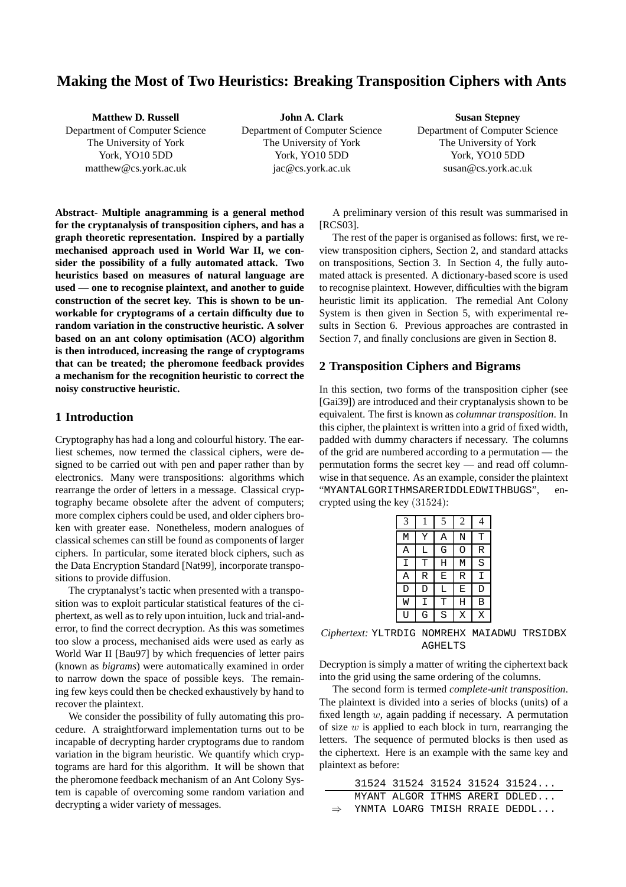# Making the Most of Two Heuristics: Breaking Transposition Ciphers with Ants

**Matthew D. Russell**
Department of Computer Science
The University of York
York, YO10 5DD
matthew@cs.york.ac.uk

**John A. Clark**
Department of Computer Science
The University of York
York, YO10 5DD
jac@cs.york.ac.uk

**Susan Stepney**
Department of Computer Science
The University of York
York, YO10 5DD
susan@cs.york.ac.uk

**Abstract- Multiple anagramming is a general method for the cryptanalysis of transposition ciphers, and has a graph theoretic representation. Inspired by a partially mechanised approach used in World War II, we consider the possibility of a fully automated attack. Two heuristics based on measures of natural language are used — one to recognise plaintext, and another to guide construction of the secret key. This is shown to be unworkable for cryptograms of a certain difficulty due to random variation in the constructive heuristic. A solver based on an ant colony optimisation (ACO) algorithm is then introduced, increasing the range of cryptograms that can be treated; the pheromone feedback provides a mechanism for the recognition heuristic to correct the noisy constructive heuristic.**

## 1 Introduction

Cryptography has had a long and colourful history. The earliest schemes, now termed the classical ciphers, were designed to be carried out with pen and paper rather than by electronics. Many were transpositions: algorithms which rearrange the order of letters in a message. Classical cryptography became obsolete after the advent of computers; more complex ciphers could be used, and older ciphers broken with greater ease. Nonetheless, modern analogues of classical schemes can still be found as components of larger ciphers. In particular, some iterated block ciphers, such as the Data Encryption Standard [Nat99], incorporate transpositions to provide diffusion.

The cryptanalyst's tactic when presented with a transposition was to exploit particular statistical features of the ciphertext, as well as to rely upon intuition, luck and trial-and-error, to find the correct decryption. As this was sometimes too slow a process, mechanised aids were used as early as World War II [Bau97] by which frequencies of letter pairs (known as *bigrams*) were automatically examined in order to narrow down the space of possible keys. The remaining few keys could then be checked exhaustively by hand to recover the plaintext.

We consider the possibility of fully automating this procedure. A straightforward implementation turns out to be incapable of decrypting harder cryptograms due to random variation in the bigram heuristic. We quantify which cryptograms are hard for this algorithm. It will be shown that the pheromone feedback mechanism of an Ant Colony System is capable of overcoming some random variation and decrypting a wider variety of messages.

A preliminary version of this result was summarised in [RCS03].

The rest of the paper is organised as follows: first, we review transposition ciphers, Section 2, and standard attacks on transpositions, Section 3. In Section 4, the fully automated attack is presented. A dictionary-based score is used to recognise plaintext. However, difficulties with the bigram heuristic limit its application. The remedial Ant Colony System is then given in Section 5, with experimental results in Section 6. Previous approaches are contrasted in Section 7, and finally conclusions are given in Section 8.

## 2 Transposition Ciphers and Bigrams

In this section, two forms of the transposition cipher (see [Gai39]) are introduced and their cryptanalysis shown to be equivalent. The first is known as *columnar transposition*. In this cipher, the plaintext is written into a grid of fixed width, padded with dummy characters if necessary. The columns of the grid are numbered according to a permutation — the permutation forms the secret key — and read off column-wise in that sequence. As an example, consider the plaintext "MYANTALGORITHMSARERIDDLEDWITHBUGS", encrypted using the key $(31524)$:

| 3 | 1 | 5 | 2 | 4 |
|---|---|---|---|---|
| M | Y | A | N | T |
| A | L | G | O | R |
| I | T | H | M | S |
| A | R | E | R | I |
| D | D | L | E | D |
| W | I | T | H | B |
| U | G | S | X | X |

*Ciphertext:* YLTRDIG NOMREHX MAIADWU TRSIDBX AGHELTS

Decryption is simply a matter of writing the ciphertext back into the grid using the same ordering of the columns.

The second form is termed *complete-unit transposition*. The plaintext is divided into a series of blocks (units) of a fixed length $w$, again padding if necessary. A permutation of size $w$ is applied to each block in turn, rearranging the letters. The sequence of permuted blocks is then used as the ciphertext. Here is an example with the same key and plaintext as before:

```
    31524 31524 31524 31524 31524...
    MYANT ALGOR ITHMS ARERI DDLED...
⇒   YNMTA LOARG TMISH RRAIE DEDDL...
```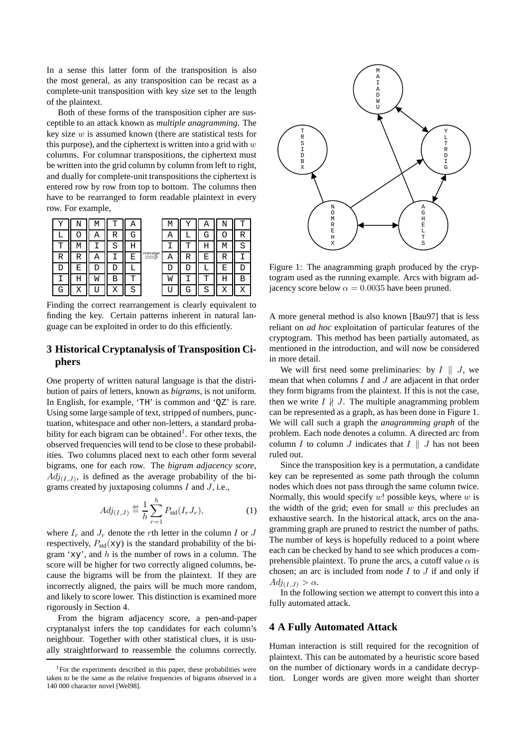In a sense this latter form of the transposition is also the most general, as any transposition can be recast as a complete-unit transposition with key size set to the length of the plaintext.

Both of these forms of the transposition cipher are susceptible to an attack known as *multiple anagramming*. The key size $w$ is assumed known (there are statistical tests for this purpose), and the ciphertext is written into a grid with $w$ columns. For columnar transpositions, the ciphertext must be written into the grid column by column from left to right, and dually for complete-unit transpositions the ciphertext is entered row by row from top to bottom. The columns then have to be rearranged to form readable plaintext in every row. For example,

| Y | N | M | T | A |   | M | Y | A | N | T |
|---|---|---|---|---|---|---|---|---|---|---|
| L | O | A | R | G |   | A | L | G | O | R |
| T | M | I | S | H |   | I | T | H | M | S |
| R | R | A | I | E | rearrange $\Longrightarrow$ | A | R | E | R | I |
| D | E | D | D | L |   | D | D | L | E | D |
| I | H | W | B | T |   | W | I | T | H | B |
| G | X | U | X | S |   | U | G | S | X | X |

Finding the correct rearrangement is clearly equivalent to finding the key. Certain patterns inherent in natural language can be exploited in order to do this efficiently.

## 3 Historical Cryptanalysis of Transposition Ciphers

One property of written natural language is that the distribution of pairs of letters, known as *bigrams*, is not uniform. In English, for example, 'TH' is common and 'QZ' is rare. Using some large sample of text, stripped of numbers, punctuation, whitespace and other non-letters, a standard probability for each bigram can be obtained[1]. For other texts, the observed frequencies will tend to be close to these probabilities. Two columns placed next to each other form several bigrams, one for each row. The *bigram adjacency score*, $Adj_{(I,J)}$, is defined as the average probability of the bigrams created by juxtaposing columns $I$ and $J$, i.e.,

$$Adj_{(I,J)} \stackrel{\text{def}}{=} \frac{1}{h} \sum_{r=1}^{h} P_{\text{std}}(I_r J_r), \tag{1}$$

where $I_r$ and $J_r$ denote the $r$th letter in the column $I$ or $J$ respectively, $P_{\text{std}}(\texttt{xy})$ is the standard probability of the bigram 'xy', and $h$ is the number of rows in a column. The score will be higher for two correctly aligned columns, because the bigrams will be from the plaintext. If they are incorrectly aligned, the pairs will be much more random, and likely to score lower. This distinction is examined more rigorously in Section 4.

From the bigram adjacency score, a pen-and-paper cryptanalyst infers the top candidates for each column's neighbour. Together with other statistical clues, it is usually straightforward to reassemble the columns correctly.

[1] For the experiments described in this paper, these probabilities were taken to be the same as the relative frequencies of bigrams observed in a 140 000 character novel [Wel98].

Figure 1: The anagramming graph produced by the cryptogram used as the running example. Arcs with bigram adjacency score below $\alpha = 0.0035$ have been pruned.

A more general method is also known [Bau97] that is less reliant on *ad hoc* exploitation of particular features of the cryptogram. This method has been partially automated, as mentioned in the introduction, and will now be considered in more detail.

We will first need some preliminaries: by $I \parallel J$, we mean that when columns $I$ and $J$ are adjacent in that order they form bigrams from the plaintext. If this is not the case, then we write $I \nparallel J$. The multiple anagramming problem can be represented as a graph, as has been done in Figure 1. We will call such a graph the *anagramming graph* of the problem. Each node denotes a column. A directed arc from column $I$ to column $J$ indicates that $I \parallel J$ has not been ruled out.

Since the transposition key is a permutation, a candidate key can be represented as some path through the column nodes which does not pass through the same column twice. Normally, this would specify $w!$ possible keys, where $w$ is the width of the grid; even for small $w$ this precludes an exhaustive search. In the historical attack, arcs on the anagramming graph are pruned to restrict the number of paths. The number of keys is hopefully reduced to a point where each can be checked by hand to see which produces a comprehensible plaintext. To prune the arcs, a cutoff value $\alpha$ is chosen; an arc is included from node $I$ to $J$ if and only if $Adj_{(I,J)} > \alpha$.

In the following section we attempt to convert this into a fully automated attack.

## 4 A Fully Automated Attack

Human interaction is still required for the recognition of plaintext. This can be automated by a heuristic score based on the number of dictionary words in a candidate decryption. Longer words are given more weight than shorter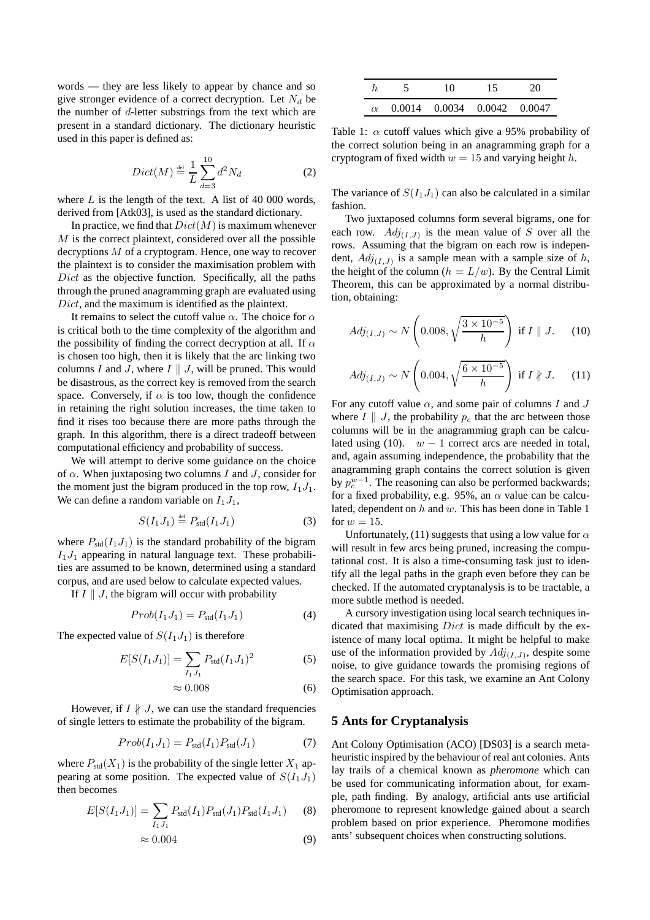words — they are less likely to appear by chance and so give stronger evidence of a correct decryption. Let $N_d$ be the number of $d$-letter substrings from the text which are present in a standard dictionary. The dictionary heuristic used in this paper is defined as:

$$Dict(M) \stackrel{\text{def}}{=} \frac{1}{L} \sum_{d=3}^{10} d^2 N_d \tag{2}$$

where $L$ is the length of the text. A list of 40 000 words, derived from [Atk03], is used as the standard dictionary.

In practice, we find that $Dict(M)$ is maximum whenever $M$ is the correct plaintext, considered over all the possible decryptions $M$ of a cryptogram. Hence, one way to recover the plaintext is to consider the maximisation problem with $Dict$ as the objective function. Specifically, all the paths through the pruned anagramming graph are evaluated using $Dict$, and the maximum is identified as the plaintext.

It remains to select the cutoff value $\alpha$. The choice for $\alpha$ is critical both to the time complexity of the algorithm and the possibility of finding the correct decryption at all. If $\alpha$ is chosen too high, then it is likely that the arc linking two columns $I$ and $J$, where $I \parallel J$, will be pruned. This would be disastrous, as the correct key is removed from the search space. Conversely, if $\alpha$ is too low, though the confidence in retaining the right solution increases, the time taken to find it rises too because there are more paths through the graph. In this algorithm, there is a direct tradeoff between computational efficiency and probability of success.

We will attempt to derive some guidance on the choice of $\alpha$. When juxtaposing two columns $I$ and $J$, consider for the moment just the bigram produced in the top row, $I_1 J_1$. We can define a random variable on $I_1 J_1$,

$$S(I_1 J_1) \stackrel{\text{def}}{=} P_{\text{std}}(I_1 J_1) \tag{3}$$

where $P_{\text{std}}(I_1 J_1)$ is the standard probability of the bigram $I_1 J_1$ appearing in natural language text. These probabilities are assumed to be known, determined using a standard corpus, and are used below to calculate expected values.

If $I \parallel J$, the bigram will occur with probability

$$Prob(I_1 J_1) = P_{\text{std}}(I_1 J_1) \tag{4}$$

The expected value of $S(I_1 J_1)$ is therefore

$$E[S(I_1 J_1)] = \sum_{I_1 J_1} P_{\text{std}}(I_1 J_1)^2 \tag{5}$$

$$\approx 0.008 \tag{6}$$

However, if $I \not\parallel J$, we can use the standard frequencies of single letters to estimate the probability of the bigram.

$$Prob(I_1 J_1) = P_{\text{std}}(I_1) P_{\text{std}}(J_1) \tag{7}$$

where $P_{\text{std}}(X_1)$ is the probability of the single letter $X_1$ appearing at some position. The expected value of $S(I_1 J_1)$ then becomes

$$E[S(I_1 J_1)] = \sum_{I_1 J_1} P_{\text{std}}(I_1) P_{\text{std}}(J_1) P_{\text{std}}(I_1 J_1) \tag{8}$$

$$\approx 0.004 \tag{9}$$

| $h$ | 5 | 10 | 15 | 20 |
|---|---|---|---|---|
| $\alpha$ | 0.0014 | 0.0034 | 0.0042 | 0.0047 |

Table 1: $\alpha$ cutoff values which give a 95% probability of the correct solution being in an anagramming graph for a cryptogram of fixed width $w = 15$ and varying height $h$.

The variance of $S(I_1 J_1)$ can also be calculated in a similar fashion.

Two juxtaposed columns form several bigrams, one for each row. $Adj_{(I,J)}$ is the mean value of $S$ over all the rows. Assuming that the bigram on each row is independent, $Adj_{(I,J)}$ is a sample mean with a sample size of $h$, the height of the column ($h = L/w$). By the Central Limit Theorem, this can be approximated by a normal distribution, obtaining:

$$Adj_{(I,J)} \sim N\left(0.008, \sqrt{\frac{3 \times 10^{-5}}{h}}\right) \text{ if } I \parallel J. \tag{10}$$

$$Adj_{(I,J)} \sim N\left(0.004, \sqrt{\frac{6 \times 10^{-5}}{h}}\right) \text{ if } I \not\parallel J. \tag{11}$$

For any cutoff value $\alpha$, and some pair of columns $I$ and $J$ where $I \parallel J$, the probability $p_c$ that the arc between those columns will be in the anagramming graph can be calculated using (10). $w - 1$ correct arcs are needed in total, and, again assuming independence, the probability that the anagramming graph contains the correct solution is given by $p_c^{w-1}$. The reasoning can also be performed backwards; for a fixed probability, e.g. 95%, an $\alpha$ value can be calculated, dependent on $h$ and $w$. This has been done in Table 1 for $w = 15$.

Unfortunately, (11) suggests that using a low value for $\alpha$ will result in few arcs being pruned, increasing the computational cost. It is also a time-consuming task just to identify all the legal paths in the graph even before they can be checked. If the automated cryptanalysis is to be tractable, a more subtle method is needed.

A cursory investigation using local search techniques indicated that maximising $Dict$ is made difficult by the existence of many local optima. It might be helpful to make use of the information provided by $Adj_{(I,J)}$, despite some noise, to give guidance towards the promising regions of the search space. For this task, we examine an Ant Colony Optimisation approach.

## 5 Ants for Cryptanalysis

Ant Colony Optimisation (ACO) [DS03] is a search metaheuristic inspired by the behaviour of real ant colonies. Ants lay trails of a chemical known as *pheromone* which can be used for communicating information about, for example, path finding. By analogy, artificial ants use artificial pheromone to represent knowledge gained about a search problem based on prior experience. Pheromone modifies ants' subsequent choices when constructing solutions.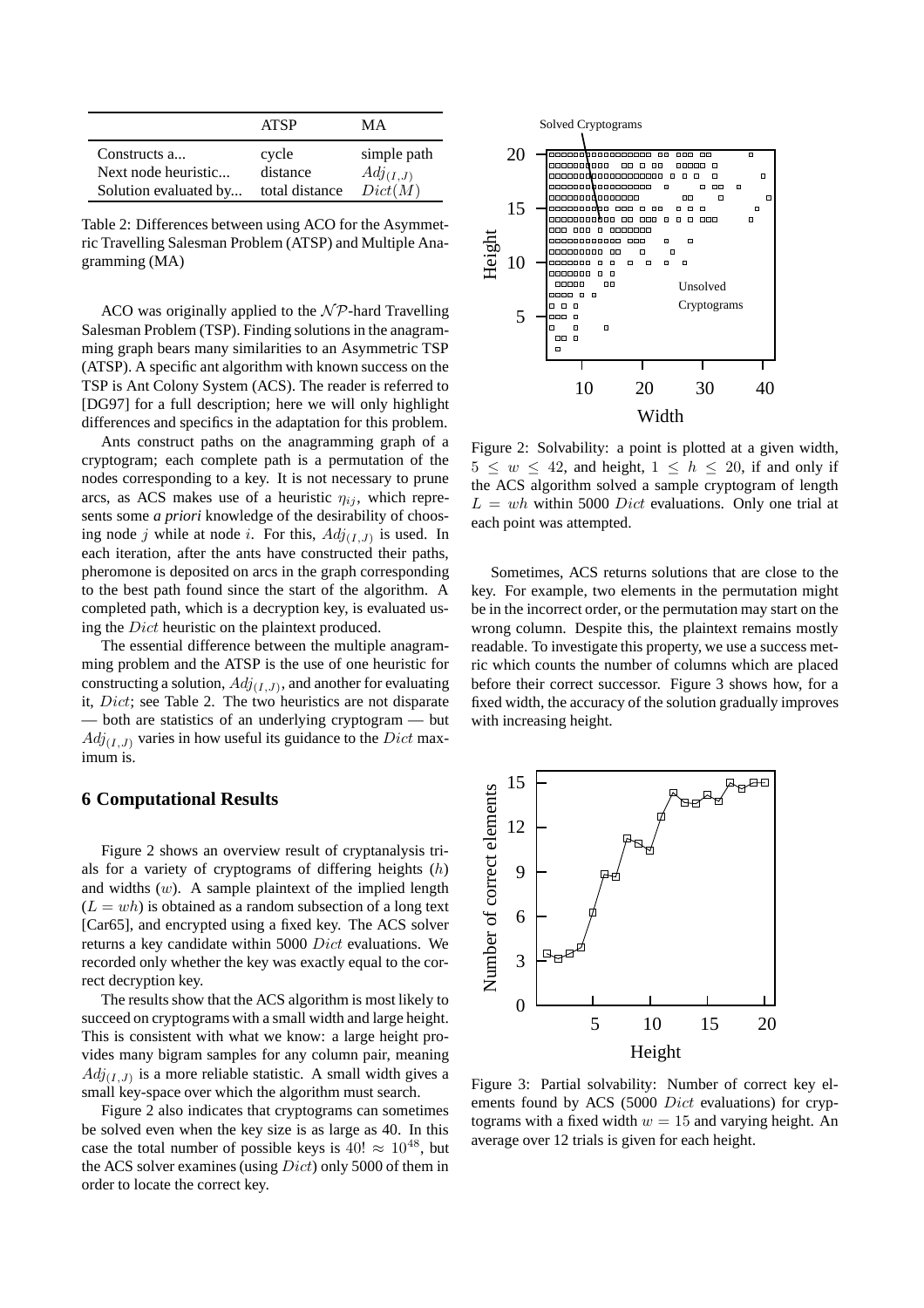|  | ATSP | MA |
|---|---|---|
| Constructs a... | cycle | simple path |
| Next node heuristic... | distance | $Adj_{(I,J)}$ |
| Solution evaluated by... | total distance | $Dict(M)$ |

Table 2: Differences between using ACO for the Asymmetric Travelling Salesman Problem (ATSP) and Multiple Anagramming (MA)

ACO was originally applied to the $\mathcal{NP}$-hard Travelling Salesman Problem (TSP). Finding solutions in the anagramming graph bears many similarities to an Asymmetric TSP (ATSP). A specific ant algorithm with known success on the TSP is Ant Colony System (ACS). The reader is referred to [DG97] for a full description; here we will only highlight differences and specifics in the adaptation for this problem.

Ants construct paths on the anagramming graph of a cryptogram; each complete path is a permutation of the nodes corresponding to a key. It is not necessary to prune arcs, as ACS makes use of a heuristic $\eta_{ij}$, which represents some *a priori* knowledge of the desirability of choosing node $j$ while at node $i$. For this, $Adj_{(I,J)}$ is used. In each iteration, after the ants have constructed their paths, pheromone is deposited on arcs in the graph corresponding to the best path found since the start of the algorithm. A completed path, which is a decryption key, is evaluated using the $Dict$ heuristic on the plaintext produced.

The essential difference between the multiple anagramming problem and the ATSP is the use of one heuristic for constructing a solution, $Adj_{(I,J)}$, and another for evaluating it, $Dict$; see Table 2. The two heuristics are not disparate — both are statistics of an underlying cryptogram — but $Adj_{(I,J)}$ varies in how useful its guidance to the $Dict$ maximum is.

## 6 Computational Results

Figure 2 shows an overview result of cryptanalysis trials for a variety of cryptograms of differing heights ($h$) and widths ($w$). A sample plaintext of the implied length ($L = wh$) is obtained as a random subsection of a long text [Car65], and encrypted using a fixed key. The ACS solver returns a key candidate within 5000 $Dict$ evaluations. We recorded only whether the key was exactly equal to the correct decryption key.

The results show that the ACS algorithm is most likely to succeed on cryptograms with a small width and large height. This is consistent with what we know: a large height provides many bigram samples for any column pair, meaning $Adj_{(I,J)}$ is a more reliable statistic. A small width gives a small key-space over which the algorithm must search.

Figure 2 also indicates that cryptograms can sometimes be solved even when the key size is as large as 40. In this case the total number of possible keys is $40! \approx 10^{48}$, but the ACS solver examines (using $Dict$) only 5000 of them in order to locate the correct key.

Figure 2: Solvability: a point is plotted at a given width, $5 \leq w \leq 42$, and height, $1 \leq h \leq 20$, if and only if the ACS algorithm solved a sample cryptogram of length $L = wh$ within 5000 $Dict$ evaluations. Only one trial at each point was attempted.

Sometimes, ACS returns solutions that are close to the key. For example, two elements in the permutation might be in the incorrect order, or the permutation may start on the wrong column. Despite this, the plaintext remains mostly readable. To investigate this property, we use a success metric which counts the number of columns which are placed before their correct successor. Figure 3 shows how, for a fixed width, the accuracy of the solution gradually improves with increasing height.

Figure 3: Partial solvability: Number of correct key elements found by ACS (5000 $Dict$ evaluations) for cryptograms with a fixed width $w = 15$ and varying height. An average over 12 trials is given for each height.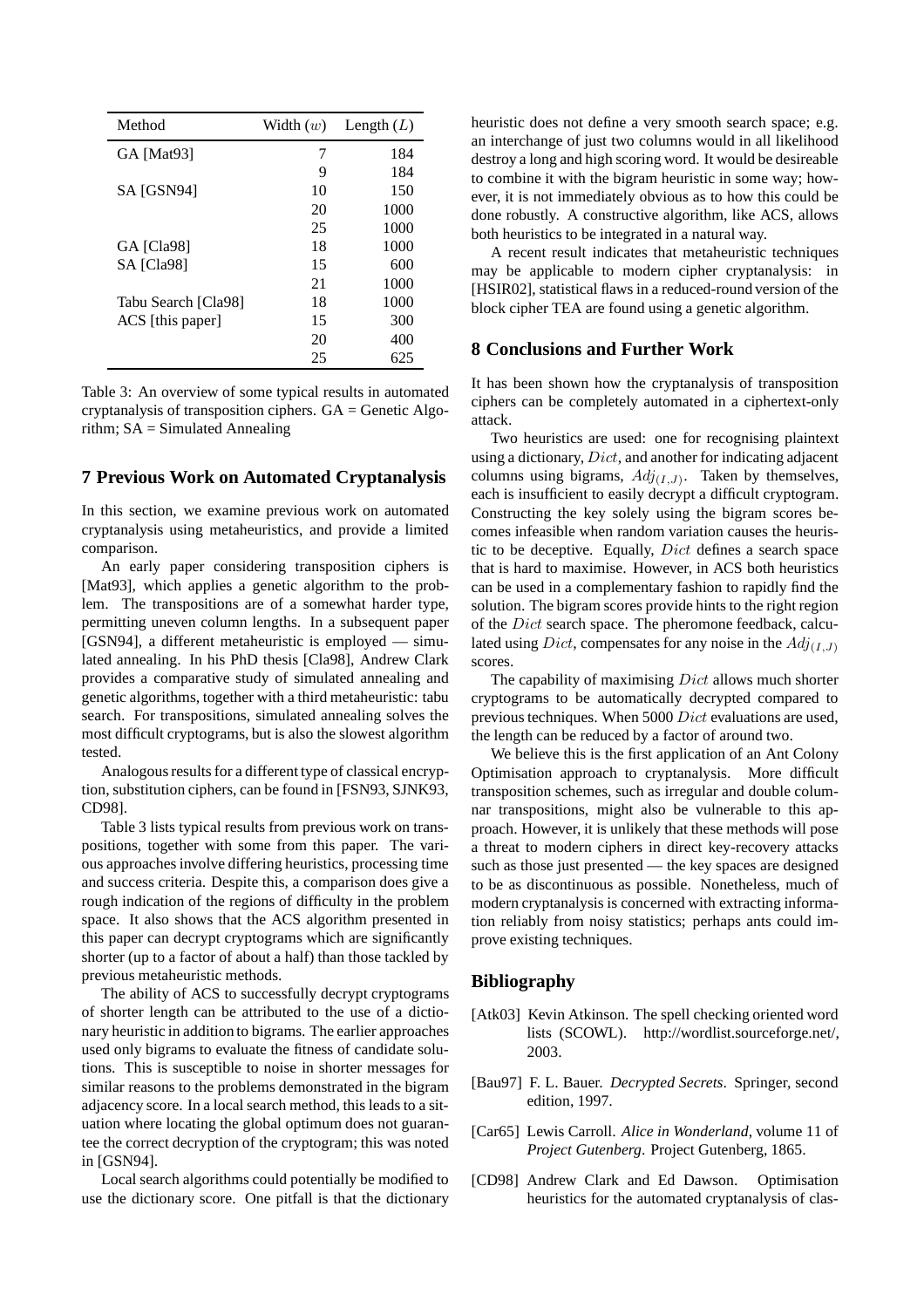| Method | Width ($w$) | Length ($L$) |
|---|---|---|
| GA [Mat93] | 7 | 184 |
| | 9 | 184 |
| SA [GSN94] | 10 | 150 |
| | 20 | 1000 |
| | 25 | 1000 |
| GA [Cla98] | 18 | 1000 |
| SA [Cla98] | 15 | 600 |
| | 21 | 1000 |
| Tabu Search [Cla98] | 18 | 1000 |
| ACS [this paper] | 15 | 300 |
| | 20 | 400 |
| | 25 | 625 |

Table 3: An overview of some typical results in automated cryptanalysis of transposition ciphers. GA = Genetic Algorithm; SA = Simulated Annealing

## 7 Previous Work on Automated Cryptanalysis

In this section, we examine previous work on automated cryptanalysis using metaheuristics, and provide a limited comparison.

An early paper considering transposition ciphers is [Mat93], which applies a genetic algorithm to the problem. The transpositions are of a somewhat harder type, permitting uneven column lengths. In a subsequent paper [GSN94], a different metaheuristic is employed — simulated annealing. In his PhD thesis [Cla98], Andrew Clark provides a comparative study of simulated annealing and genetic algorithms, together with a third metaheuristic: tabu search. For transpositions, simulated annealing solves the most difficult cryptograms, but is also the slowest algorithm tested.

Analogous results for a different type of classical encryption, substitution ciphers, can be found in [FSN93, SJNK93, CD98].

Table 3 lists typical results from previous work on transpositions, together with some from this paper. The various approaches involve differing heuristics, processing time and success criteria. Despite this, a comparison does give a rough indication of the regions of difficulty in the problem space. It also shows that the ACS algorithm presented in this paper can decrypt cryptograms which are significantly shorter (up to a factor of about a half) than those tackled by previous metaheuristic methods.

The ability of ACS to successfully decrypt cryptograms of shorter length can be attributed to the use of a dictionary heuristic in addition to bigrams. The earlier approaches used only bigrams to evaluate the fitness of candidate solutions. This is susceptible to noise in shorter messages for similar reasons to the problems demonstrated in the bigram adjacency score. In a local search method, this leads to a situation where locating the global optimum does not guarantee the correct decryption of the cryptogram; this was noted in [GSN94].

Local search algorithms could potentially be modified to use the dictionary score. One pitfall is that the dictionary heuristic does not define a very smooth search space; e.g. an interchange of just two columns would in all likelihood destroy a long and high scoring word. It would be desireable to combine it with the bigram heuristic in some way; however, it is not immediately obvious as to how this could be done robustly. A constructive algorithm, like ACS, allows both heuristics to be integrated in a natural way.

A recent result indicates that metaheuristic techniques may be applicable to modern cipher cryptanalysis: in [HSIR02], statistical flaws in a reduced-round version of the block cipher TEA are found using a genetic algorithm.

## 8 Conclusions and Further Work

It has been shown how the cryptanalysis of transposition ciphers can be completely automated in a ciphertext-only attack.

Two heuristics are used: one for recognising plaintext using a dictionary, $Dict$, and another for indicating adjacent columns using bigrams, $Adj_{(I,J)}$. Taken by themselves, each is insufficient to easily decrypt a difficult cryptogram. Constructing the key solely using the bigram scores becomes infeasible when random variation causes the heuristic to be deceptive. Equally, $Dict$ defines a search space that is hard to maximise. However, in ACS both heuristics can be used in a complementary fashion to rapidly find the solution. The bigram scores provide hints to the right region of the $Dict$ search space. The pheromone feedback, calculated using $Dict$, compensates for any noise in the $Adj_{(I,J)}$ scores.

The capability of maximising $Dict$ allows much shorter cryptograms to be automatically decrypted compared to previous techniques. When 5000 $Dict$ evaluations are used, the length can be reduced by a factor of around two.

We believe this is the first application of an Ant Colony Optimisation approach to cryptanalysis. More difficult transposition schemes, such as irregular and double columnar transpositions, might also be vulnerable to this approach. However, it is unlikely that these methods will pose a threat to modern ciphers in direct key-recovery attacks such as those just presented — the key spaces are designed to be as discontinuous as possible. Nonetheless, much of modern cryptanalysis is concerned with extracting information reliably from noisy statistics; perhaps ants could improve existing techniques.

## Bibliography

[Atk03] Kevin Atkinson. The spell checking oriented word lists (SCOWL). http://wordlist.sourceforge.net/, 2003.

[Bau97] F. L. Bauer. *Decrypted Secrets*. Springer, second edition, 1997.

[Car65] Lewis Carroll. *Alice in Wonderland*, volume 11 of *Project Gutenberg*. Project Gutenberg, 1865.

[CD98] Andrew Clark and Ed Dawson. Optimisation heuristics for the automated cryptanalysis of clas-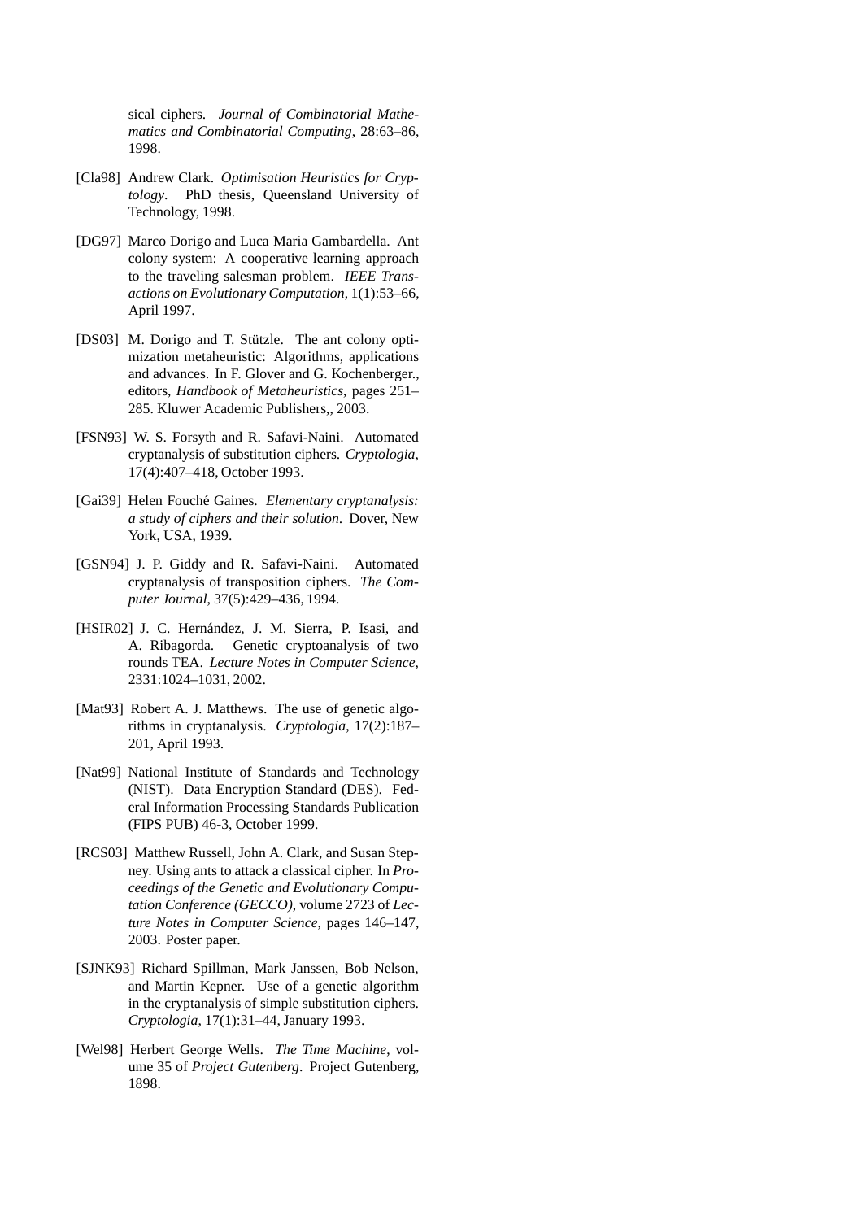sical ciphers. *Journal of Combinatorial Mathematics and Combinatorial Computing*, 28:63–86, 1998.

[Cla98] Andrew Clark. *Optimisation Heuristics for Cryptology*. PhD thesis, Queensland University of Technology, 1998.

[DG97] Marco Dorigo and Luca Maria Gambardella. Ant colony system: A cooperative learning approach to the traveling salesman problem. *IEEE Transactions on Evolutionary Computation*, 1(1):53–66, April 1997.

[DS03] M. Dorigo and T. Stützle. The ant colony optimization metaheuristic: Algorithms, applications and advances. In F. Glover and G. Kochenberger., editors, *Handbook of Metaheuristics*, pages 251–285. Kluwer Academic Publishers,, 2003.

[FSN93] W. S. Forsyth and R. Safavi-Naini. Automated cryptanalysis of substitution ciphers. *Cryptologia*, 17(4):407–418, October 1993.

[Gai39] Helen Fouché Gaines. *Elementary cryptanalysis: a study of ciphers and their solution*. Dover, New York, USA, 1939.

[GSN94] J. P. Giddy and R. Safavi-Naini. Automated cryptanalysis of transposition ciphers. *The Computer Journal*, 37(5):429–436, 1994.

[HSIR02] J. C. Hernández, J. M. Sierra, P. Isasi, and A. Ribagorda. Genetic cryptoanalysis of two rounds TEA. *Lecture Notes in Computer Science*, 2331:1024–1031, 2002.

[Mat93] Robert A. J. Matthews. The use of genetic algorithms in cryptanalysis. *Cryptologia*, 17(2):187–201, April 1993.

[Nat99] National Institute of Standards and Technology (NIST). Data Encryption Standard (DES). Federal Information Processing Standards Publication (FIPS PUB) 46-3, October 1999.

[RCS03] Matthew Russell, John A. Clark, and Susan Stepney. Using ants to attack a classical cipher. In *Proceedings of the Genetic and Evolutionary Computation Conference (GECCO)*, volume 2723 of *Lecture Notes in Computer Science*, pages 146–147, 2003. Poster paper.

[SJNK93] Richard Spillman, Mark Janssen, Bob Nelson, and Martin Kepner. Use of a genetic algorithm in the cryptanalysis of simple substitution ciphers. *Cryptologia*, 17(1):31–44, January 1993.

[Wel98] Herbert George Wells. *The Time Machine*, volume 35 of *Project Gutenberg*. Project Gutenberg, 1898.